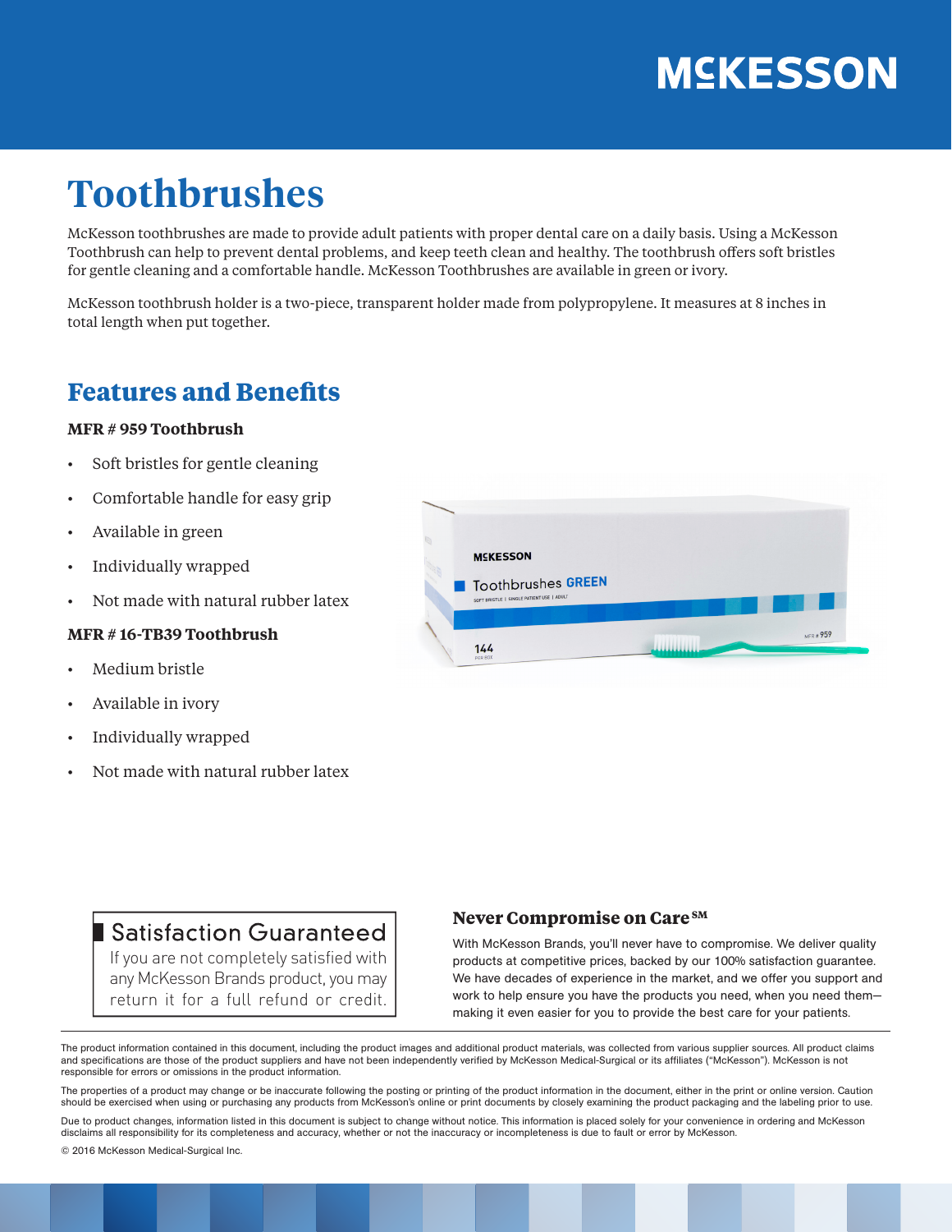MCKESSON

# Toothbrushes

McKesson toothbrushes are made to provide adult patients with proper dental care on a daily basis. Using a McKesson Toothbrush can help to prevent dental problems, and keep teeth clean and healthy. The toothbrush offers soft bristles for gentle cleaning and a comfortable handle. McKesson Toothbrushes are available in green or ivory.

McKesson toothbrush holder is a two-piece, transparent holder made from polypropylene. It measures at 8 inches in total length when put together.

## Features and Benefits

**MFR # 959 Toothbrush**

- Soft bristles for gentle cleaning
- Comfortable handle for easy grip
- Available in green
- Individually wrapped
- Not made with natural rubber latex

**MFR # 16-TB39 Toothbrush**

- Medium bristle
- Available in ivory
- Individually wrapped
- Not made with natural rubber latex

### Satisfaction Guaranteed

If you are not completely satisfied with any McKesson Brands product, you may return it for a full refund or credit.

### Never Compromise on Care℠

With McKesson Brands, you'll never have to compromise. We deliver quality products at competitive prices, backed by our 100% satisfaction guarantee. We have decades of experience in the market, and we offer you support and work to help ensure you have the products you need, when you need them—making it even easier for you to provide the best care for your patients.

---

The product information contained in this document, including the product images and additional product materials, was collected from various supplier sources. All product claims and specifications are those of the product suppliers and have not been independently verified by McKesson Medical-Surgical or its affiliates ("McKesson"). McKesson is not responsible for errors or omissions in the product information.

The properties of a product may change or be inaccurate following the posting or printing of the product information in the document, either in the print or online version. Caution should be exercised when using or purchasing any products from McKesson's online or print documents by closely examining the product packaging and the labeling prior to use.

Due to product changes, information listed in this document is subject to change without notice. This information is placed solely for your convenience in ordering and McKesson disclaims all responsibility for its completeness and accuracy, whether or not the inaccuracy or incompleteness is due to fault or error by McKesson.

© 2016 McKesson Medical-Surgical Inc.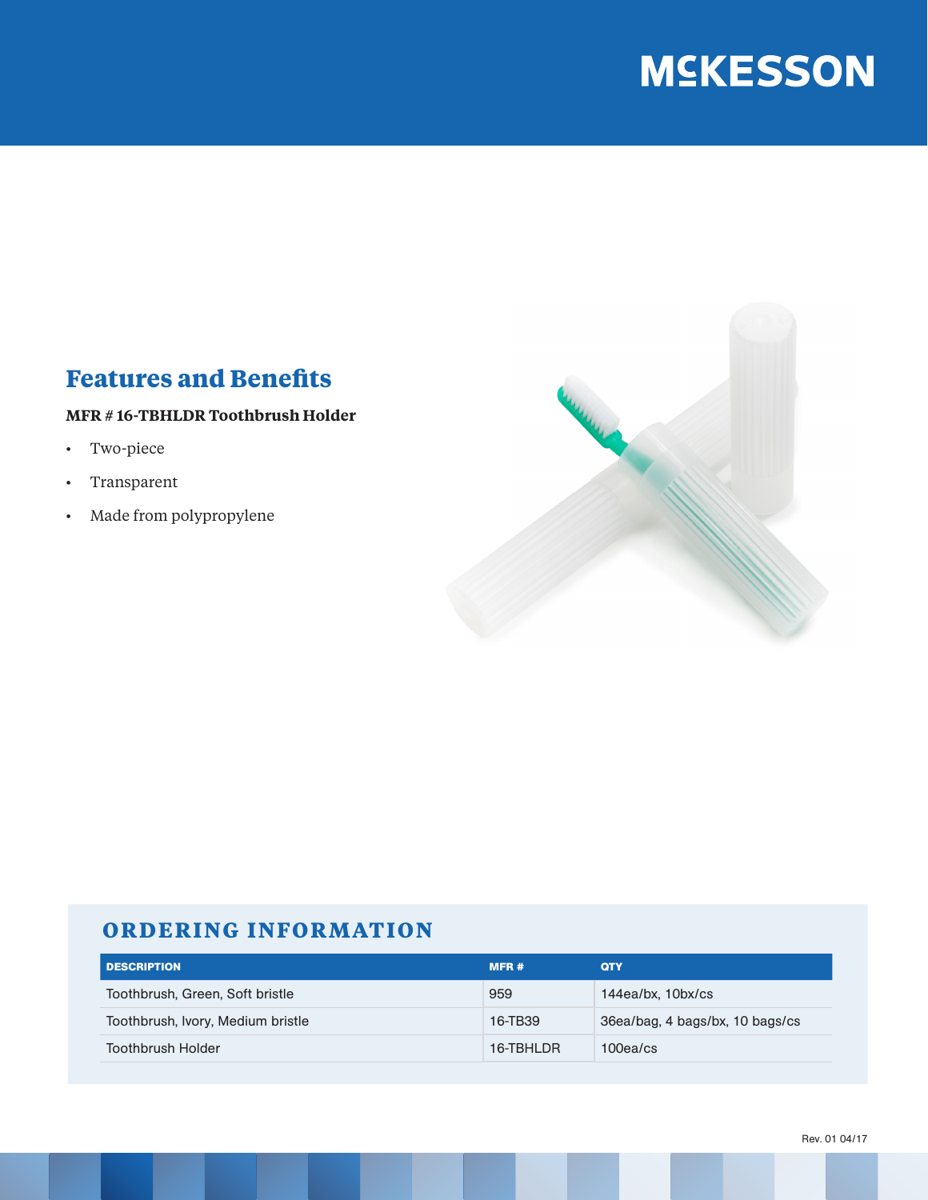## Features and Benefits

**MFR # 16-TBHLDR Toothbrush Holder**

- Two-piece
- Transparent
- Made from polypropylene

## ORDERING INFORMATION

| DESCRIPTION | MFR # | QTY |
|---|---|---|
| Toothbrush, Green, Soft bristle | 959 | 144ea/bx, 10bx/cs |
| Toothbrush, Ivory, Medium bristle | 16-TB39 | 36ea/bag, 4 bags/bx, 10 bags/cs |
| Toothbrush Holder | 16-TBHLDR | 100ea/cs |

Rev. 01 04/17